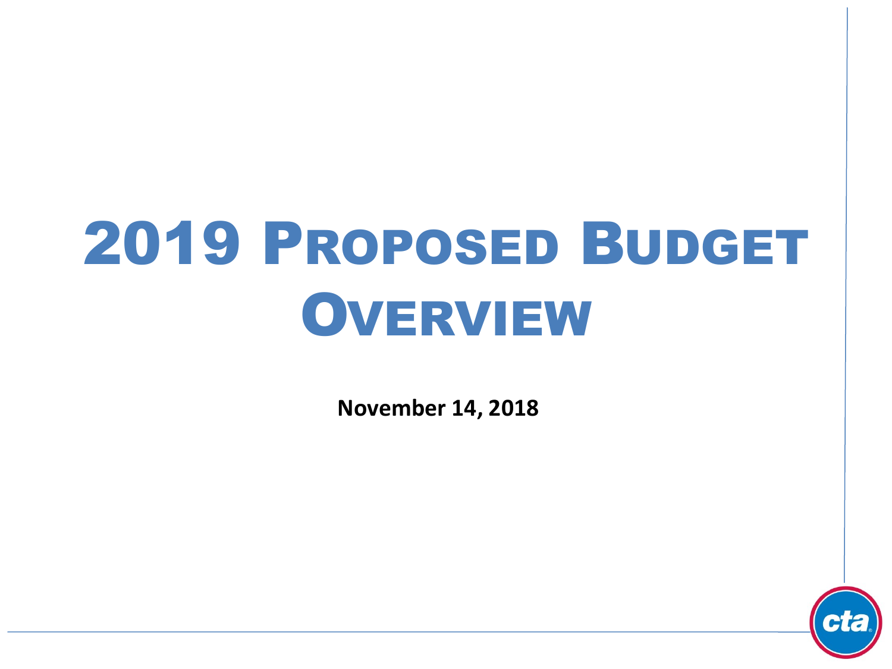# 2019 Proposed Budget Overview

**November 14, 2018**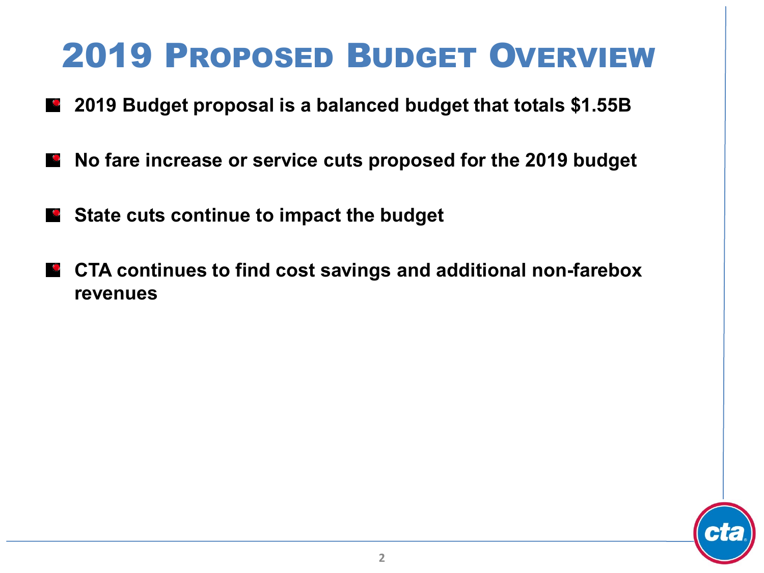# 2019 Proposed Budget Overview

- **2019 Budget proposal is a balanced budget that totals $1.55B**
- **No fare increase or service cuts proposed for the 2019 budget**
- **State cuts continue to impact the budget**
- **CTA continues to find cost savings and additional non-farebox revenues**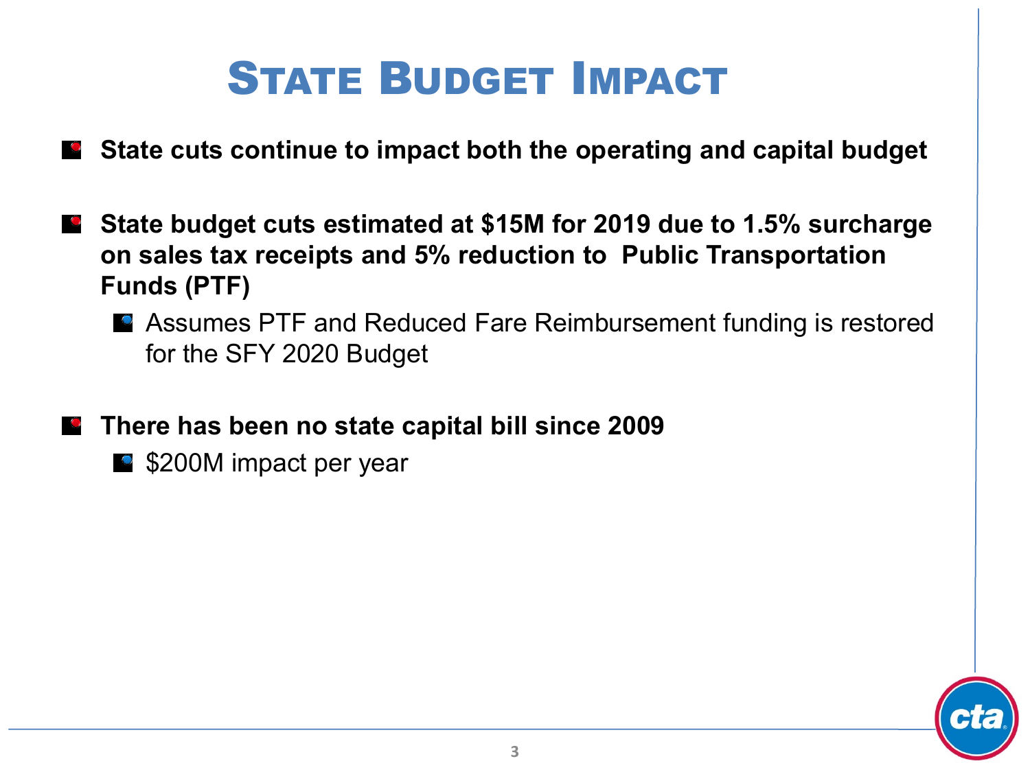# State Budget Impact

- **State cuts continue to impact both the operating and capital budget**

- **State budget cuts estimated at $15M for 2019 due to 1.5% surcharge on sales tax receipts and 5% reduction to Public Transportation Funds (PTF)**
  - Assumes PTF and Reduced Fare Reimbursement funding is restored for the SFY 2020 Budget

- **There has been no state capital bill since 2009**
  - $200M impact per year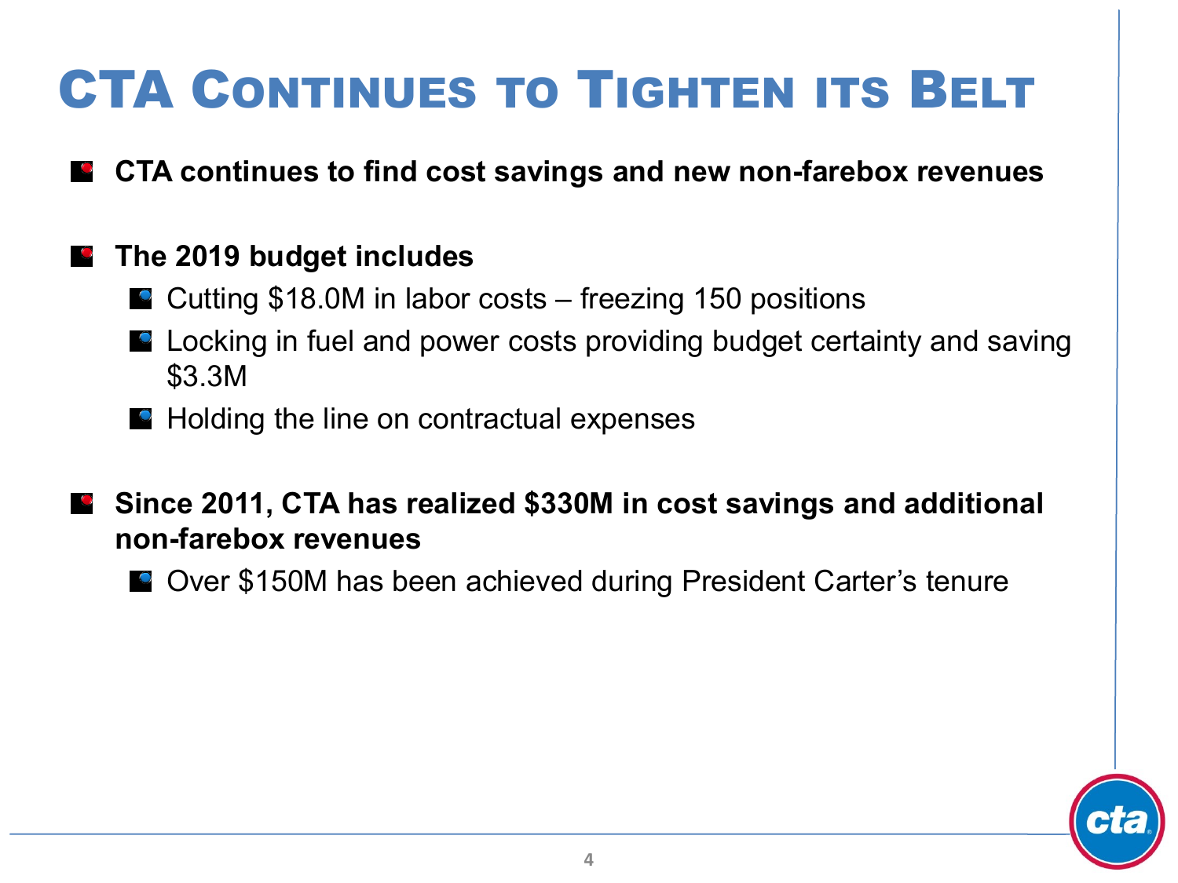# CTA Continues to Tighten its Belt

- **CTA continues to find cost savings and new non-farebox revenues**

- **The 2019 budget includes**
  - Cutting $18.0M in labor costs – freezing 150 positions
  - Locking in fuel and power costs providing budget certainty and saving $3.3M
  - Holding the line on contractual expenses

- **Since 2011, CTA has realized $330M in cost savings and additional non-farebox revenues**
  - Over $150M has been achieved during President Carter's tenure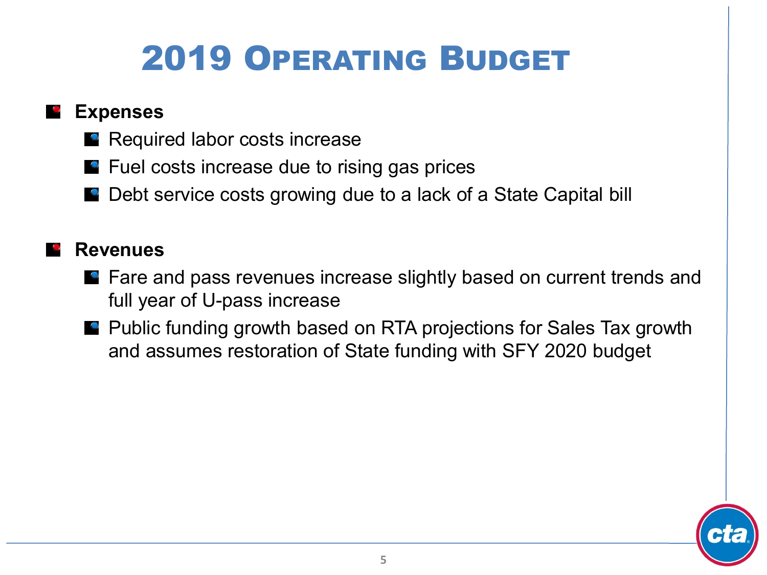# 2019 Operating Budget

- **Expenses**
  - Required labor costs increase
  - Fuel costs increase due to rising gas prices
  - Debt service costs growing due to a lack of a State Capital bill

- **Revenues**
  - Fare and pass revenues increase slightly based on current trends and full year of U-pass increase
  - Public funding growth based on RTA projections for Sales Tax growth and assumes restoration of State funding with SFY 2020 budget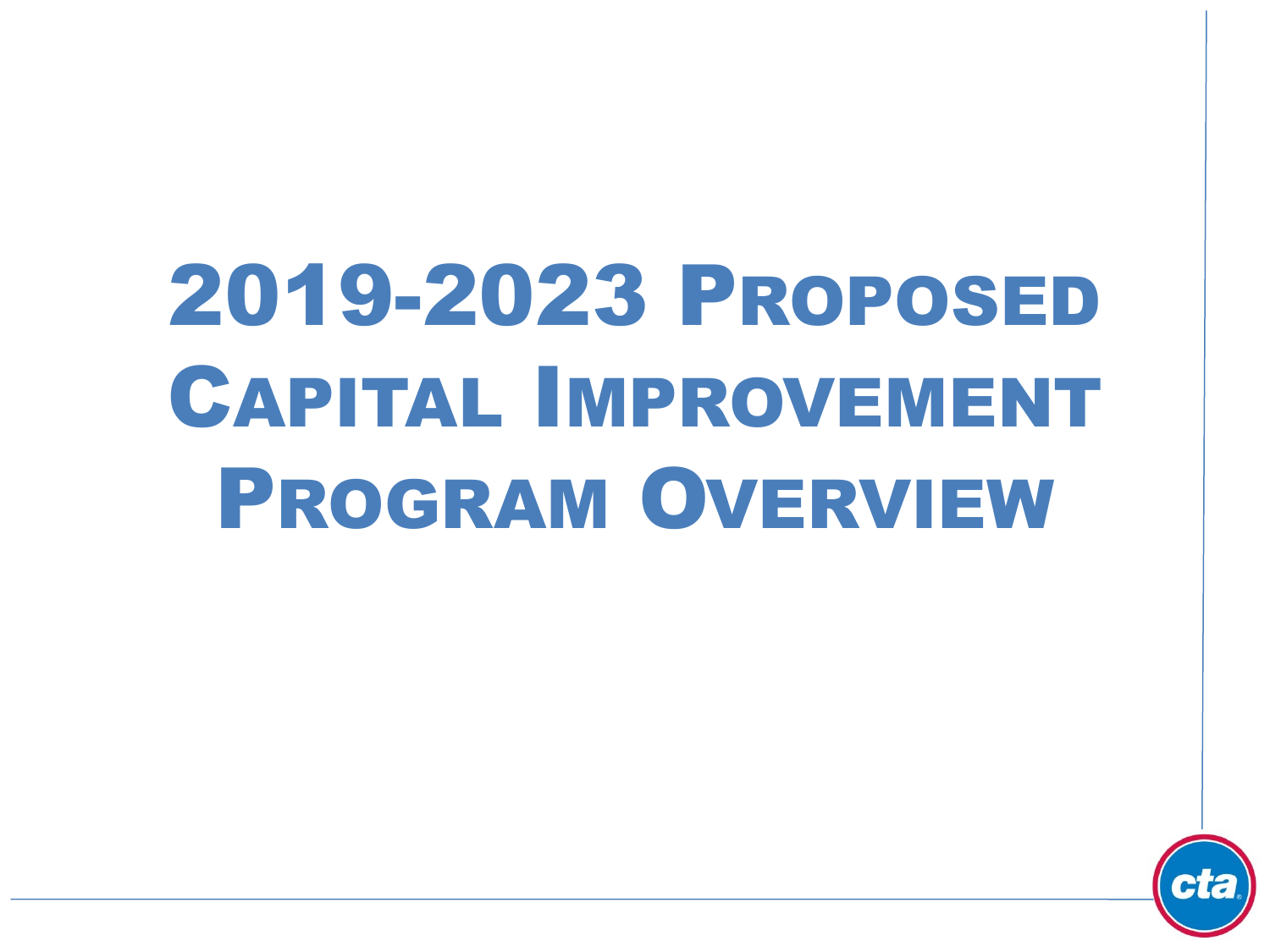# 2019-2023 Proposed Capital Improvement Program Overview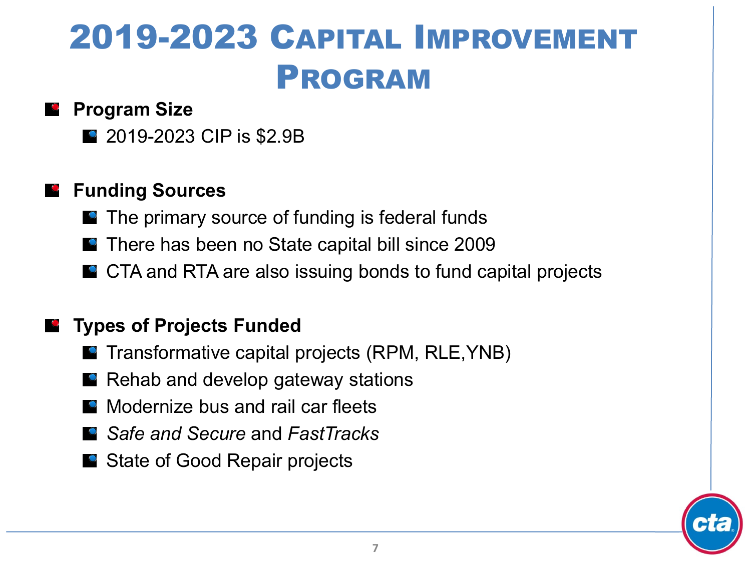# 2019-2023 Capital Improvement Program

- **Program Size**
  - 2019-2023 CIP is $2.9B

- **Funding Sources**
  - The primary source of funding is federal funds
  - There has been no State capital bill since 2009
  - CTA and RTA are also issuing bonds to fund capital projects

- **Types of Projects Funded**
  - Transformative capital projects (RPM, RLE,YNB)
  - Rehab and develop gateway stations
  - Modernize bus and rail car fleets
  - *Safe and Secure* and *FastTracks*
  - State of Good Repair projects